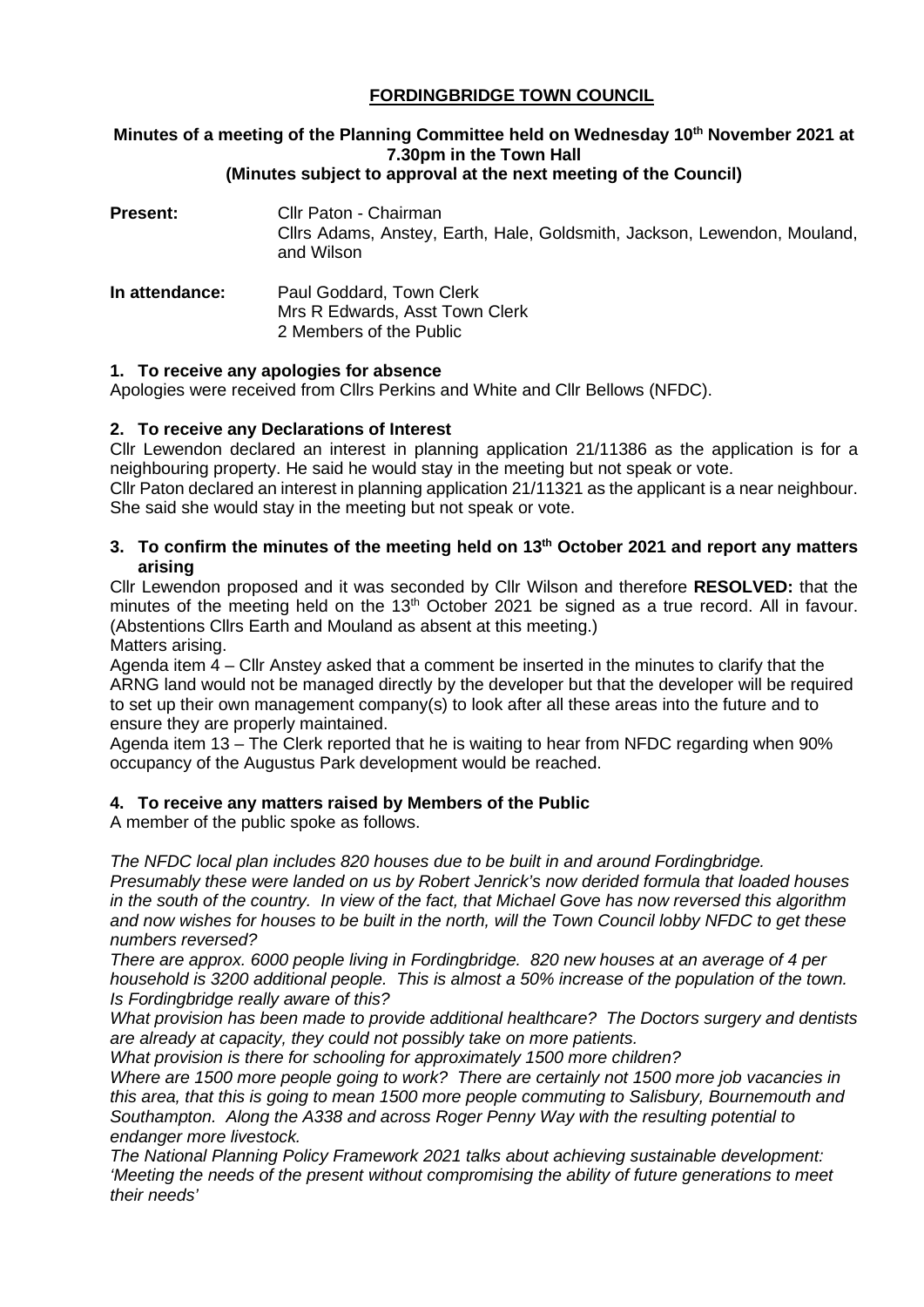# FORDINGBRIDGE TOWN COUNCIL

**Minutes of a meeting of the Planning Committee held on Wednesday 10th November 2021 at 7.30pm in the Town Hall**
**(Minutes subject to approval at the next meeting of the Council)**

**Present:** Cllr Paton - Chairman
Cllrs Adams, Anstey, Earth, Hale, Goldsmith, Jackson, Lewendon, Mouland, and Wilson

**In attendance:** Paul Goddard, Town Clerk
Mrs R Edwards, Asst Town Clerk
2 Members of the Public

## 1. To receive any apologies for absence

Apologies were received from Cllrs Perkins and White and Cllr Bellows (NFDC).

## 2. To receive any Declarations of Interest

Cllr Lewendon declared an interest in planning application 21/11386 as the application is for a neighbouring property. He said he would stay in the meeting but not speak or vote.

Cllr Paton declared an interest in planning application 21/11321 as the applicant is a near neighbour. She said she would stay in the meeting but not speak or vote.

## 3. To confirm the minutes of the meeting held on 13th October 2021 and report any matters arising

Cllr Lewendon proposed and it was seconded by Cllr Wilson and therefore **RESOLVED:** that the minutes of the meeting held on the 13th October 2021 be signed as a true record. All in favour. (Abstentions Cllrs Earth and Mouland as absent at this meeting.)

Matters arising.

Agenda item 4 – Cllr Anstey asked that a comment be inserted in the minutes to clarify that the ARNG land would not be managed directly by the developer but that the developer will be required to set up their own management company(s) to look after all these areas into the future and to ensure they are properly maintained.

Agenda item 13 – The Clerk reported that he is waiting to hear from NFDC regarding when 90% occupancy of the Augustus Park development would be reached.

## 4. To receive any matters raised by Members of the Public

A member of the public spoke as follows.

*The NFDC local plan includes 820 houses due to be built in and around Fordingbridge. Presumably these were landed on us by Robert Jenrick's now derided formula that loaded houses in the south of the country. In view of the fact, that Michael Gove has now reversed this algorithm and now wishes for houses to be built in the north, will the Town Council lobby NFDC to get these numbers reversed?*

*There are approx. 6000 people living in Fordingbridge. 820 new houses at an average of 4 per household is 3200 additional people. This is almost a 50% increase of the population of the town. Is Fordingbridge really aware of this?*

*What provision has been made to provide additional healthcare? The Doctors surgery and dentists are already at capacity, they could not possibly take on more patients.*

*What provision is there for schooling for approximately 1500 more children?*

*Where are 1500 more people going to work? There are certainly not 1500 more job vacancies in this area, that this is going to mean 1500 more people commuting to Salisbury, Bournemouth and Southampton. Along the A338 and across Roger Penny Way with the resulting potential to endanger more livestock.*

*The National Planning Policy Framework 2021 talks about achieving sustainable development: 'Meeting the needs of the present without compromising the ability of future generations to meet their needs'*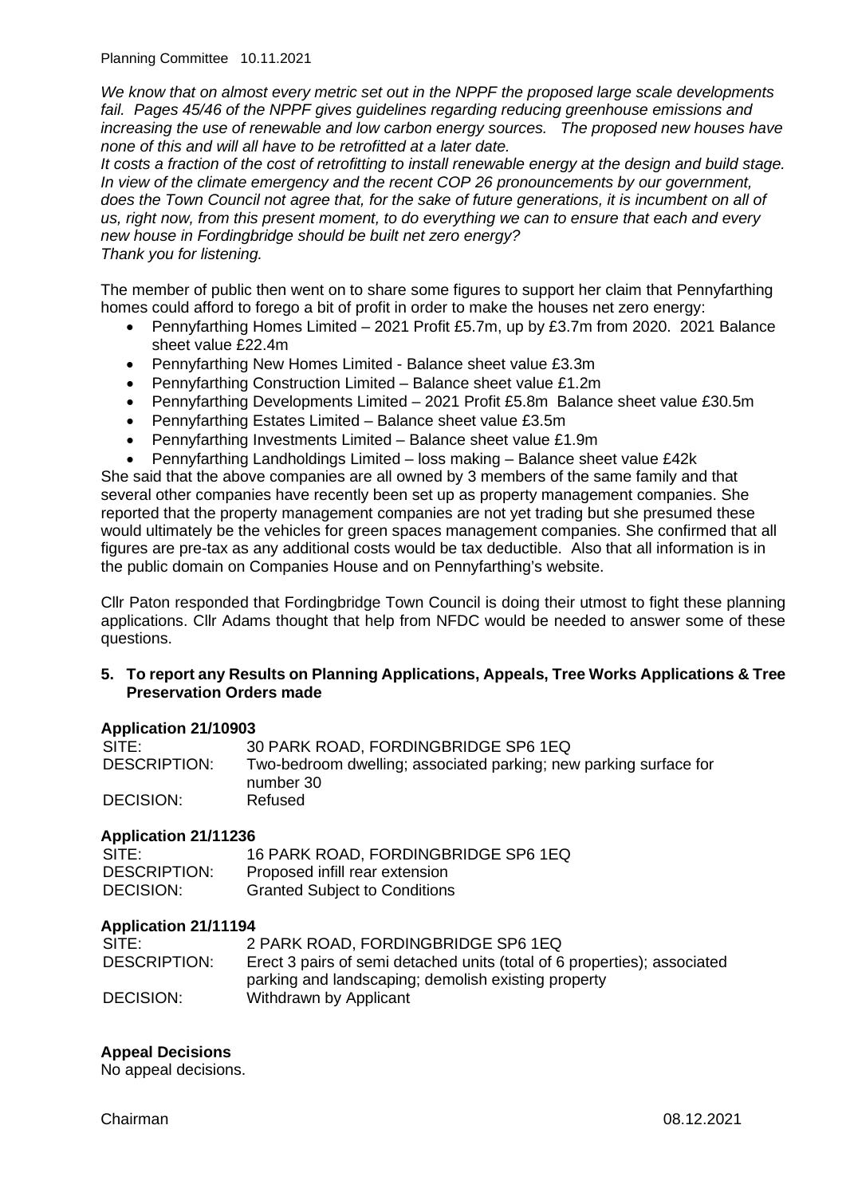*We know that on almost every metric set out in the NPPF the proposed large scale developments fail. Pages 45/46 of the NPPF gives guidelines regarding reducing greenhouse emissions and increasing the use of renewable and low carbon energy sources. The proposed new houses have none of this and will all have to be retrofitted at a later date.*

*It costs a fraction of the cost of retrofitting to install renewable energy at the design and build stage. In view of the climate emergency and the recent COP 26 pronouncements by our government, does the Town Council not agree that, for the sake of future generations, it is incumbent on all of us, right now, from this present moment, to do everything we can to ensure that each and every new house in Fordingbridge should be built net zero energy?*

*Thank you for listening.*

The member of public then went on to share some figures to support her claim that Pennyfarthing homes could afford to forego a bit of profit in order to make the houses net zero energy:

- Pennyfarthing Homes Limited – 2021 Profit £5.7m, up by £3.7m from 2020. 2021 Balance sheet value £22.4m
- Pennyfarthing New Homes Limited - Balance sheet value £3.3m
- Pennyfarthing Construction Limited – Balance sheet value £1.2m
- Pennyfarthing Developments Limited – 2021 Profit £5.8m Balance sheet value £30.5m
- Pennyfarthing Estates Limited – Balance sheet value £3.5m
- Pennyfarthing Investments Limited – Balance sheet value £1.9m
- Pennyfarthing Landholdings Limited – loss making – Balance sheet value £42k

She said that the above companies are all owned by 3 members of the same family and that several other companies have recently been set up as property management companies. She reported that the property management companies are not yet trading but she presumed these would ultimately be the vehicles for green spaces management companies. She confirmed that all figures are pre-tax as any additional costs would be tax deductible. Also that all information is in the public domain on Companies House and on Pennyfarthing's website.

Cllr Paton responded that Fordingbridge Town Council is doing their utmost to fight these planning applications. Cllr Adams thought that help from NFDC would be needed to answer some of these questions.

## 5. To report any Results on Planning Applications, Appeals, Tree Works Applications & Tree Preservation Orders made

**Application 21/10903**

| | |
|---|---|
| SITE: | 30 PARK ROAD, FORDINGBRIDGE SP6 1EQ |
| DESCRIPTION: | Two-bedroom dwelling; associated parking; new parking surface for number 30 |
| DECISION: | Refused |

**Application 21/11236**

| | |
|---|---|
| SITE: | 16 PARK ROAD, FORDINGBRIDGE SP6 1EQ |
| DESCRIPTION: | Proposed infill rear extension |
| DECISION: | Granted Subject to Conditions |

**Application 21/11194**

| | |
|---|---|
| SITE: | 2 PARK ROAD, FORDINGBRIDGE SP6 1EQ |
| DESCRIPTION: | Erect 3 pairs of semi detached units (total of 6 properties); associated parking and landscaping; demolish existing property |
| DECISION: | Withdrawn by Applicant |

**Appeal Decisions**

No appeal decisions.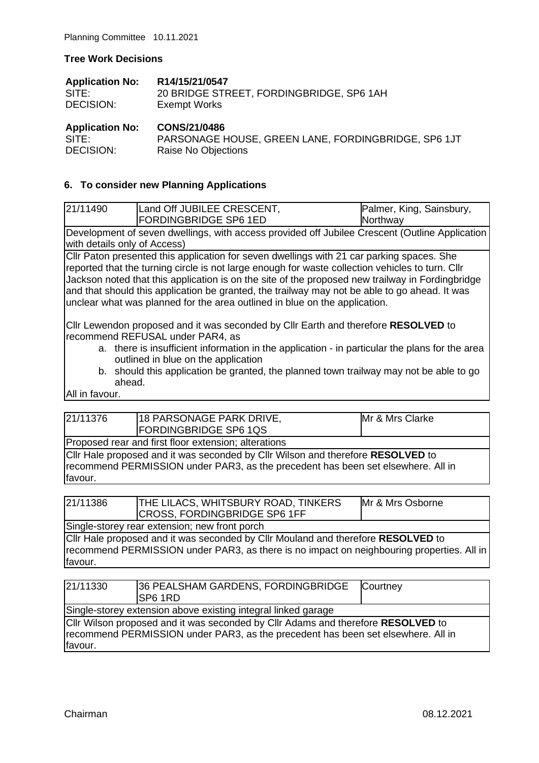**Tree Work Decisions**

**Application No:** **R14/15/21/0547**
SITE: 20 BRIDGE STREET, FORDINGBRIDGE, SP6 1AH
DECISION: Exempt Works

**Application No:** **CONS/21/0486**
SITE: PARSONAGE HOUSE, GREEN LANE, FORDINGBRIDGE, SP6 1JT
DECISION: Raise No Objections

## 6. To consider new Planning Applications

| 21/11490 | Land Off JUBILEE CRESCENT, FORDINGBRIDGE SP6 1ED | Palmer, King, Sainsbury, Northway |
|---|---|---|
| Development of seven dwellings, with access provided off Jubilee Crescent (Outline Application with details only of Access) | | |
| Cllr Paton presented this application for seven dwellings with 21 car parking spaces. She reported that the turning circle is not large enough for waste collection vehicles to turn. Cllr Jackson noted that this application is on the site of the proposed new trailway in Fordingbridge and that should this application be granted, the trailway may not be able to go ahead. It was unclear what was planned for the area outlined in blue on the application.<br><br>Cllr Lewendon proposed and it was seconded by Cllr Earth and therefore **RESOLVED** to recommend REFUSAL under PAR4, as<br>a. there is insufficient information in the application - in particular the plans for the area outlined in blue on the application<br>b. should this application be granted, the planned town trailway may not be able to go ahead.<br>All in favour. | | |

| 21/11376 | 18 PARSONAGE PARK DRIVE, FORDINGBRIDGE SP6 1QS | Mr & Mrs Clarke |
|---|---|---|
| Proposed rear and first floor extension; alterations | | |
| Cllr Hale proposed and it was seconded by Cllr Wilson and therefore **RESOLVED** to recommend PERMISSION under PAR3, as the precedent has been set elsewhere. All in favour. | | |

| 21/11386 | THE LILACS, WHITSBURY ROAD, TINKERS CROSS, FORDINGBRIDGE SP6 1FF | Mr & Mrs Osborne |
|---|---|---|
| Single-storey rear extension; new front porch | | |
| Cllr Hale proposed and it was seconded by Cllr Mouland and therefore **RESOLVED** to recommend PERMISSION under PAR3, as there is no impact on neighbouring properties. All in favour. | | |

| 21/11330 | 36 PEALSHAM GARDENS, FORDINGBRIDGE SP6 1RD | Courtney |
|---|---|---|
| Single-storey extension above existing integral linked garage | | |
| Cllr Wilson proposed and it was seconded by Cllr Adams and therefore **RESOLVED** to recommend PERMISSION under PAR3, as the precedent has been set elsewhere. All in favour. | | |

Chairman 08.12.2021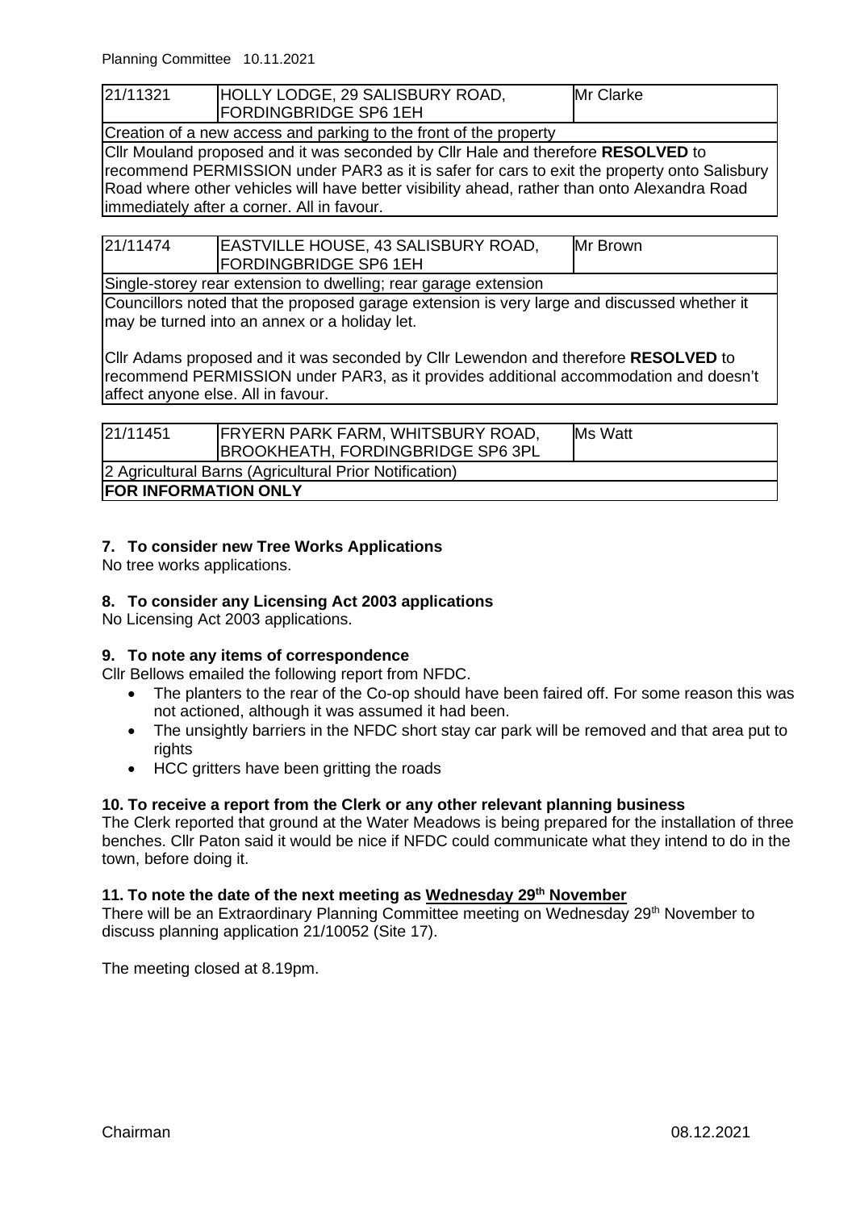| | | |
|---|---|---|
| 21/11321 | HOLLY LODGE, 29 SALISBURY ROAD, FORDINGBRIDGE SP6 1EH | Mr Clarke |
| Creation of a new access and parking to the front of the property | | |
| Cllr Mouland proposed and it was seconded by Cllr Hale and therefore **RESOLVED** to recommend PERMISSION under PAR3 as it is safer for cars to exit the property onto Salisbury Road where other vehicles will have better visibility ahead, rather than onto Alexandra Road immediately after a corner. All in favour. | | |

| | | |
|---|---|---|
| 21/11474 | EASTVILLE HOUSE, 43 SALISBURY ROAD, FORDINGBRIDGE SP6 1EH | Mr Brown |
| Single-storey rear extension to dwelling; rear garage extension | | |
| Councillors noted that the proposed garage extension is very large and discussed whether it may be turned into an annex or a holiday let.<br><br>Cllr Adams proposed and it was seconded by Cllr Lewendon and therefore **RESOLVED** to recommend PERMISSION under PAR3, as it provides additional accommodation and doesn't affect anyone else. All in favour. | | |

| | | |
|---|---|---|
| 21/11451 | FRYERN PARK FARM, WHITSBURY ROAD, BROOKHEATH, FORDINGBRIDGE SP6 3PL | Ms Watt |
| 2 Agricultural Barns (Agricultural Prior Notification) | | |
| **FOR INFORMATION ONLY** | | |

### 7. To consider new Tree Works Applications

No tree works applications.

### 8. To consider any Licensing Act 2003 applications

No Licensing Act 2003 applications.

### 9. To note any items of correspondence

Cllr Bellows emailed the following report from NFDC.

- The planters to the rear of the Co-op should have been faired off. For some reason this was not actioned, although it was assumed it had been.
- The unsightly barriers in the NFDC short stay car park will be removed and that area put to rights
- HCC gritters have been gritting the roads

### 10. To receive a report from the Clerk or any other relevant planning business

The Clerk reported that ground at the Water Meadows is being prepared for the installation of three benches. Cllr Paton said it would be nice if NFDC could communicate what they intend to do in the town, before doing it.

### 11. To note the date of the next meeting as <u>Wednesday 29th November</u>

There will be an Extraordinary Planning Committee meeting on Wednesday 29th November to discuss planning application 21/10052 (Site 17).

The meeting closed at 8.19pm.

Chairman 08.12.2021